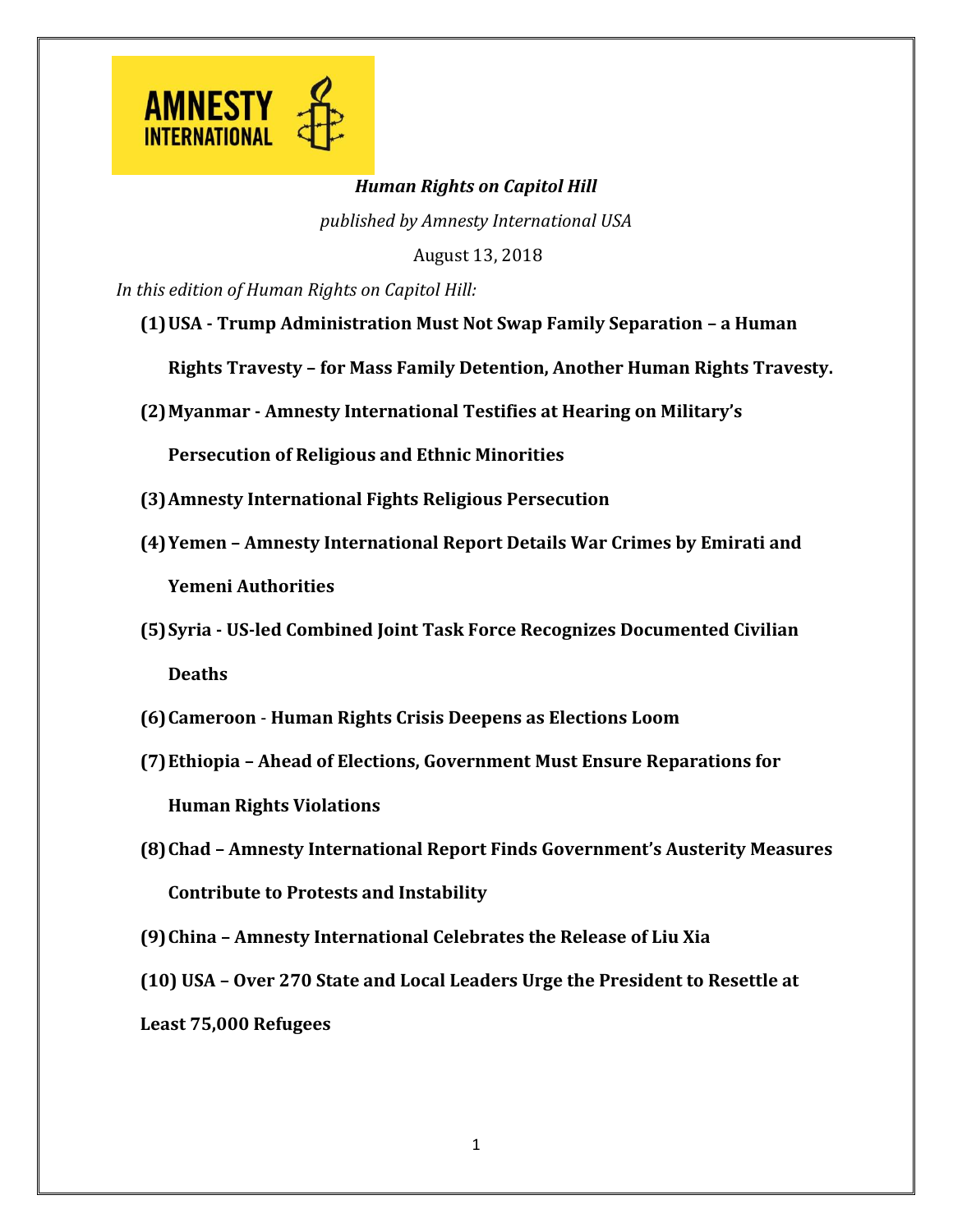AMNESTY INTERNATIONAL

***Human Rights on Capitol Hill***

*published by Amnesty International USA*

August 13, 2018

*In this edition of Human Rights on Capitol Hill:*

1. **USA - Trump Administration Must Not Swap Family Separation – a Human Rights Travesty – for Mass Family Detention, Another Human Rights Travesty.**
2. **Myanmar - Amnesty International Testifies at Hearing on Military's Persecution of Religious and Ethnic Minorities**
3. **Amnesty International Fights Religious Persecution**
4. **Yemen – Amnesty International Report Details War Crimes by Emirati and Yemeni Authorities**
5. **Syria - US-led Combined Joint Task Force Recognizes Documented Civilian Deaths**
6. **Cameroon - Human Rights Crisis Deepens as Elections Loom**
7. **Ethiopia – Ahead of Elections, Government Must Ensure Reparations for Human Rights Violations**
8. **Chad – Amnesty International Report Finds Government's Austerity Measures Contribute to Protests and Instability**
9. **China – Amnesty International Celebrates the Release of Liu Xia**
10. **USA – Over 270 State and Local Leaders Urge the President to Resettle at Least 75,000 Refugees**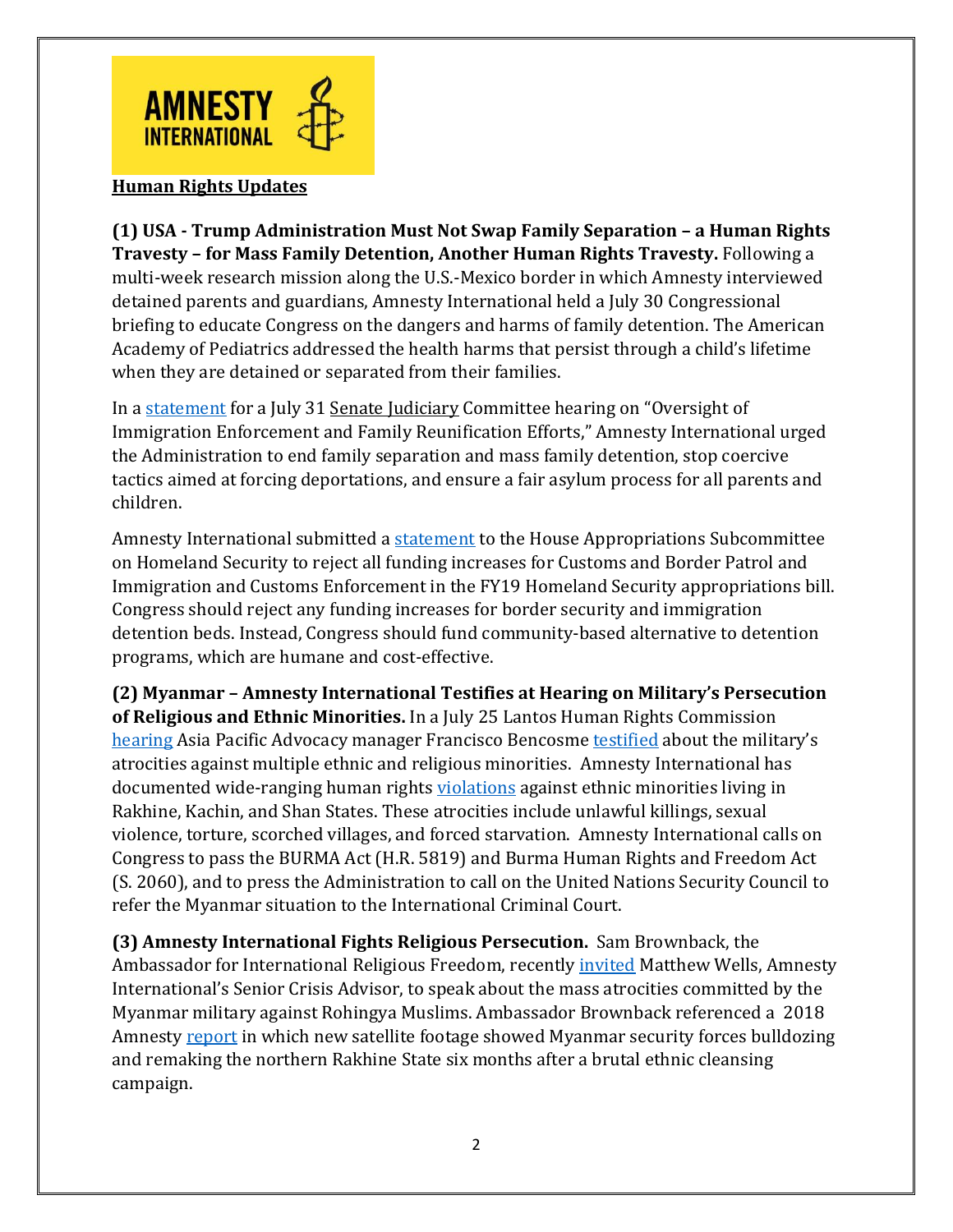**Human Rights Updates**

**(1) USA - Trump Administration Must Not Swap Family Separation – a Human Rights Travesty – for Mass Family Detention, Another Human Rights Travesty.** Following a multi-week research mission along the U.S.-Mexico border in which Amnesty interviewed detained parents and guardians, Amnesty International held a July 30 Congressional briefing to educate Congress on the dangers and harms of family detention. The American Academy of Pediatrics addressed the health harms that persist through a child's lifetime when they are detained or separated from their families.

In a statement for a July 31 Senate Judiciary Committee hearing on "Oversight of Immigration Enforcement and Family Reunification Efforts," Amnesty International urged the Administration to end family separation and mass family detention, stop coercive tactics aimed at forcing deportations, and ensure a fair asylum process for all parents and children.

Amnesty International submitted a statement to the House Appropriations Subcommittee on Homeland Security to reject all funding increases for Customs and Border Patrol and Immigration and Customs Enforcement in the FY19 Homeland Security appropriations bill. Congress should reject any funding increases for border security and immigration detention beds. Instead, Congress should fund community-based alternative to detention programs, which are humane and cost-effective.

**(2) Myanmar – Amnesty International Testifies at Hearing on Military's Persecution of Religious and Ethnic Minorities.** In a July 25 Lantos Human Rights Commission hearing Asia Pacific Advocacy manager Francisco Bencosme testified about the military's atrocities against multiple ethnic and religious minorities. Amnesty International has documented wide-ranging human rights violations against ethnic minorities living in Rakhine, Kachin, and Shan States. These atrocities include unlawful killings, sexual violence, torture, scorched villages, and forced starvation. Amnesty International calls on Congress to pass the BURMA Act (H.R. 5819) and Burma Human Rights and Freedom Act (S. 2060), and to press the Administration to call on the United Nations Security Council to refer the Myanmar situation to the International Criminal Court.

**(3) Amnesty International Fights Religious Persecution.** Sam Brownback, the Ambassador for International Religious Freedom, recently invited Matthew Wells, Amnesty International's Senior Crisis Advisor, to speak about the mass atrocities committed by the Myanmar military against Rohingya Muslims. Ambassador Brownback referenced a 2018 Amnesty report in which new satellite footage showed Myanmar security forces bulldozing and remaking the northern Rakhine State six months after a brutal ethnic cleansing campaign.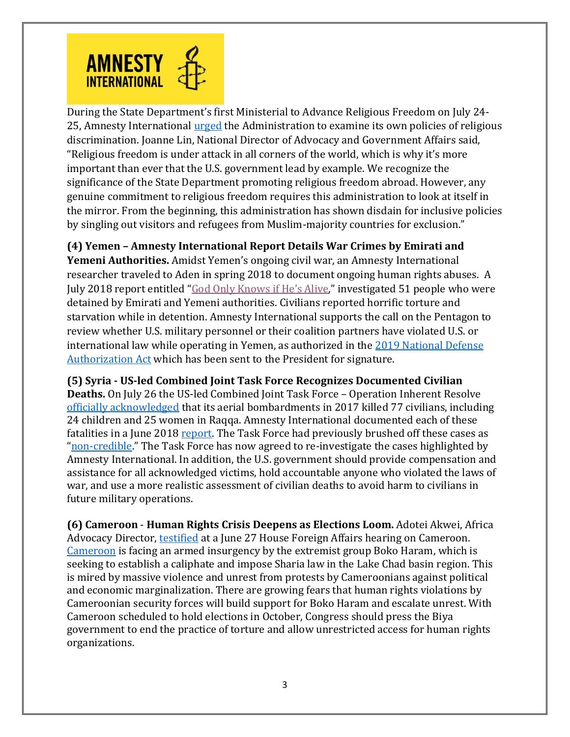During the State Department's first Ministerial to Advance Religious Freedom on July 24-25, Amnesty International urged the Administration to examine its own policies of religious discrimination. Joanne Lin, National Director of Advocacy and Government Affairs said, "Religious freedom is under attack in all corners of the world, which is why it's more important than ever that the U.S. government lead by example. We recognize the significance of the State Department promoting religious freedom abroad. However, any genuine commitment to religious freedom requires this administration to look at itself in the mirror. From the beginning, this administration has shown disdain for inclusive policies by singling out visitors and refugees from Muslim-majority countries for exclusion."

**(4) Yemen – Amnesty International Report Details War Crimes by Emirati and Yemeni Authorities.** Amidst Yemen's ongoing civil war, an Amnesty International researcher traveled to Aden in spring 2018 to document ongoing human rights abuses. A July 2018 report entitled "God Only Knows if He's Alive," investigated 51 people who were detained by Emirati and Yemeni authorities. Civilians reported horrific torture and starvation while in detention. Amnesty International supports the call on the Pentagon to review whether U.S. military personnel or their coalition partners have violated U.S. or international law while operating in Yemen, as authorized in the 2019 National Defense Authorization Act which has been sent to the President for signature.

**(5) Syria - US-led Combined Joint Task Force Recognizes Documented Civilian Deaths.** On July 26 the US-led Combined Joint Task Force – Operation Inherent Resolve officially acknowledged that its aerial bombardments in 2017 killed 77 civilians, including 24 children and 25 women in Raqqa. Amnesty International documented each of these fatalities in a June 2018 report. The Task Force had previously brushed off these cases as "non-credible." The Task Force has now agreed to re-investigate the cases highlighted by Amnesty International. In addition, the U.S. government should provide compensation and assistance for all acknowledged victims, hold accountable anyone who violated the laws of war, and use a more realistic assessment of civilian deaths to avoid harm to civilians in future military operations.

**(6) Cameroon - Human Rights Crisis Deepens as Elections Loom.** Adotei Akwei, Africa Advocacy Director, testified at a June 27 House Foreign Affairs hearing on Cameroon. Cameroon is facing an armed insurgency by the extremist group Boko Haram, which is seeking to establish a caliphate and impose Sharia law in the Lake Chad basin region. This is mired by massive violence and unrest from protests by Cameroonians against political and economic marginalization. There are growing fears that human rights violations by Cameroonian security forces will build support for Boko Haram and escalate unrest. With Cameroon scheduled to hold elections in October, Congress should press the Biya government to end the practice of torture and allow unrestricted access for human rights organizations.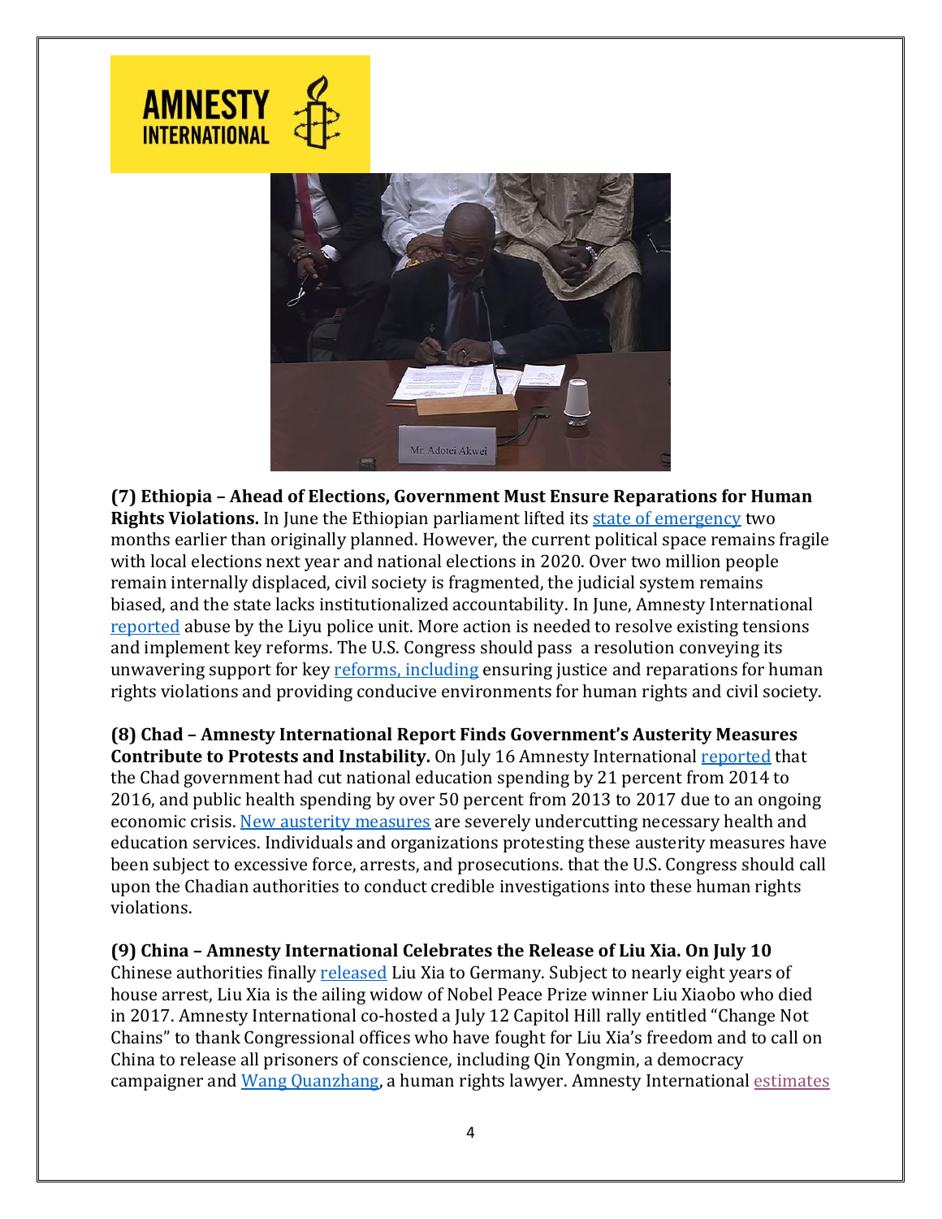**(7) Ethiopia – Ahead of Elections, Government Must Ensure Reparations for Human Rights Violations.** In June the Ethiopian parliament lifted its state of emergency two months earlier than originally planned. However, the current political space remains fragile with local elections next year and national elections in 2020. Over two million people remain internally displaced, civil society is fragmented, the judicial system remains biased, and the state lacks institutionalized accountability. In June, Amnesty International reported abuse by the Liyu police unit. More action is needed to resolve existing tensions and implement key reforms. The U.S. Congress should pass a resolution conveying its unwavering support for key reforms, including ensuring justice and reparations for human rights violations and providing conducive environments for human rights and civil society.

**(8) Chad – Amnesty International Report Finds Government's Austerity Measures Contribute to Protests and Instability.** On July 16 Amnesty International reported that the Chad government had cut national education spending by 21 percent from 2014 to 2016, and public health spending by over 50 percent from 2013 to 2017 due to an ongoing economic crisis. New austerity measures are severely undercutting necessary health and education services. Individuals and organizations protesting these austerity measures have been subject to excessive force, arrests, and prosecutions. that the U.S. Congress should call upon the Chadian authorities to conduct credible investigations into these human rights violations.

**(9) China – Amnesty International Celebrates the Release of Liu Xia. On July 10** Chinese authorities finally released Liu Xia to Germany. Subject to nearly eight years of house arrest, Liu Xia is the ailing widow of Nobel Peace Prize winner Liu Xiaobo who died in 2017. Amnesty International co-hosted a July 12 Capitol Hill rally entitled "Change Not Chains" to thank Congressional offices who have fought for Liu Xia's freedom and to call on China to release all prisoners of conscience, including Qin Yongmin, a democracy campaigner and Wang Quanzhang, a human rights lawyer. Amnesty International estimates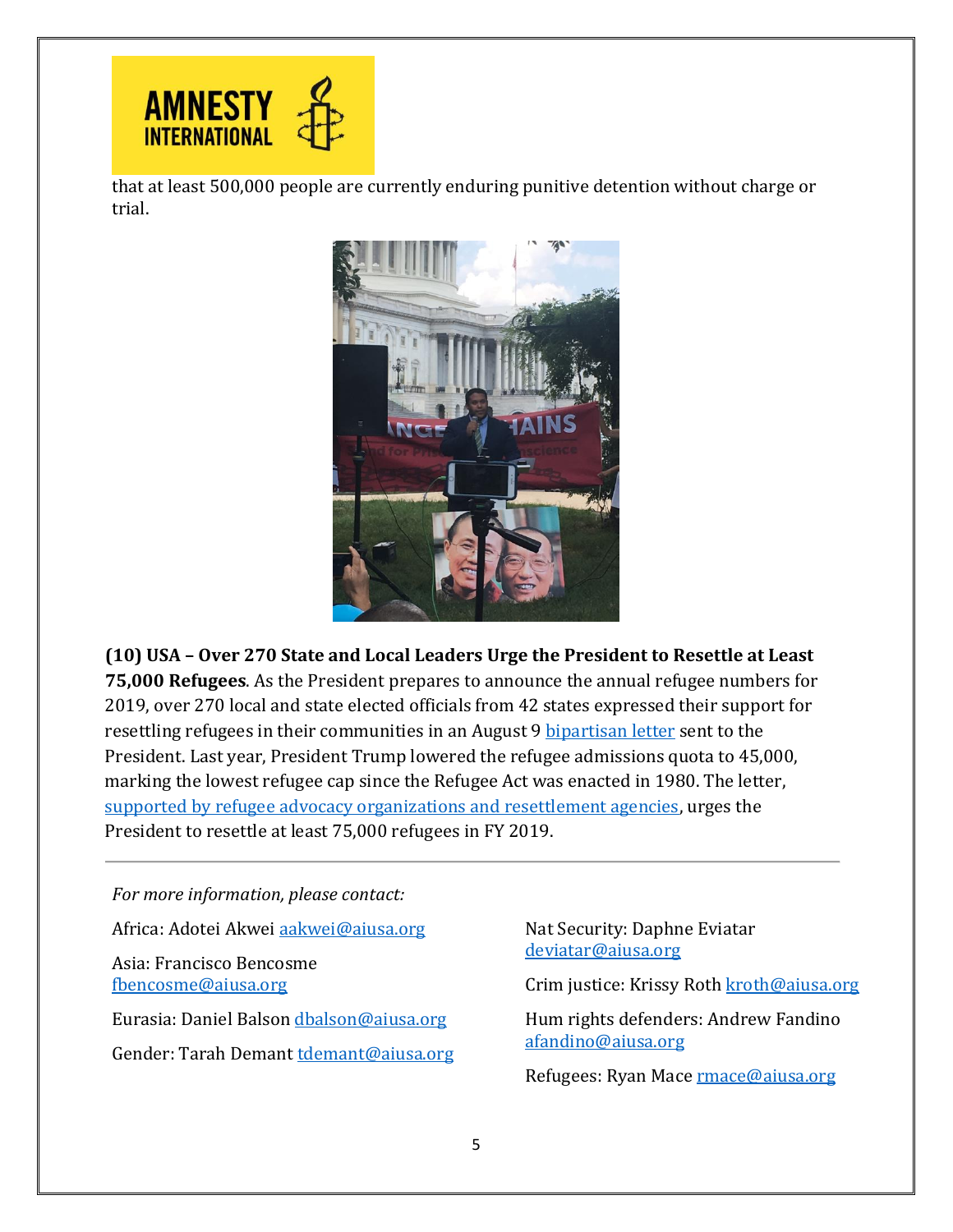that at least 500,000 people are currently enduring punitive detention without charge or trial.

**(10) USA – Over 270 State and Local Leaders Urge the President to Resettle at Least 75,000 Refugees**. As the President prepares to announce the annual refugee numbers for 2019, over 270 local and state elected officials from 42 states expressed their support for resettling refugees in their communities in an August 9 [bipartisan letter]() sent to the President. Last year, President Trump lowered the refugee admissions quota to 45,000, marking the lowest refugee cap since the Refugee Act was enacted in 1980. The letter, [supported by refugee advocacy organizations and resettlement agencies](), urges the President to resettle at least 75,000 refugees in FY 2019.

---

*For more information, please contact:*

Africa: Adotei Akwei aakwei@aiusa.org

Asia: Francisco Bencosme fbencosme@aiusa.org

Eurasia: Daniel Balson dbalson@aiusa.org

Gender: Tarah Demant tdemant@aiusa.org

Nat Security: Daphne Eviatar deviatar@aiusa.org

Crim justice: Krissy Roth kroth@aiusa.org

Hum rights defenders: Andrew Fandino afandino@aiusa.org

Refugees: Ryan Mace rmace@aiusa.org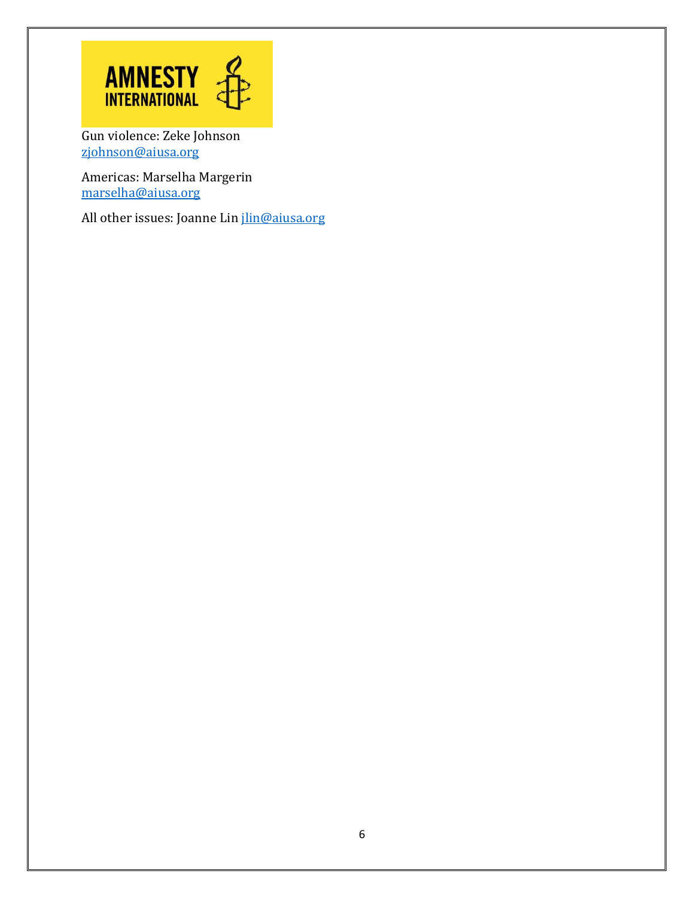Gun violence: Zeke Johnson
zjohnson@aiusa.org

Americas: Marselha Margerin
marselha@aiusa.org

All other issues: Joanne Lin jlin@aiusa.org